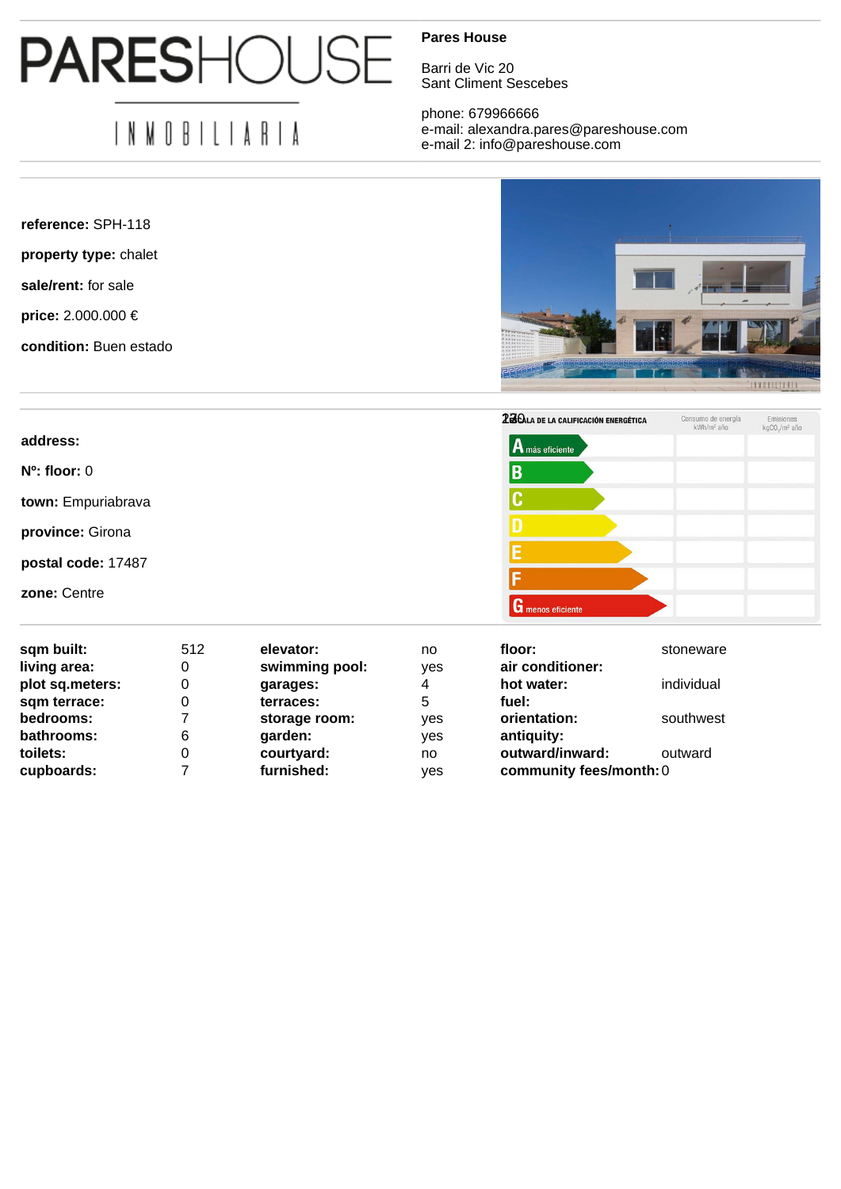# PARESHOUSE

INMOBILIARIA

**Pares House**

Barri de Vic 20
Sant Climent Sescebes

phone: 679966666
e-mail: alexandra.pares@pareshouse.com
e-mail 2: info@pareshouse.com

**reference:** SPH-118

**property type:** chalet

**sale/rent:** for sale

**price:** 2.000.000 €

**condition:** Buen estado

**address:**

**Nº: floor:** 0

**town:** Empuriabrava

**province:** Girona

**postal code:** 17487

**zone:** Centre

ESCALA DE LA CALIFICACIÓN ENERGÉTICA

| | Consumo de energía kWh/m² año | Emisiones $kgCO_2/m^2$ año |
|---|---|---|
| A más eficiente | | |
| B | | |
| C | | |
| D | | |
| E | | |
| F | | |
| G menos eficiente | | |

| | | | | | |
|---|---|---|---|---|---|
| **sqm built:** | 512 | **elevator:** | no | **floor:** | stoneware |
| **living area:** | 0 | **swimming pool:** | yes | **air conditioner:** | |
| **plot sq.meters:** | 0 | **garages:** | 4 | **hot water:** | individual |
| **sqm terrace:** | 0 | **terraces:** | 5 | **fuel:** | |
| **bedrooms:** | 7 | **storage room:** | yes | **orientation:** | southwest |
| **bathrooms:** | 6 | **garden:** | yes | **antiquity:** | |
| **toilets:** | 0 | **courtyard:** | no | **outward/inward:** | outward |
| **cupboards:** | 7 | **furnished:** | yes | **community fees/month:** | 0 |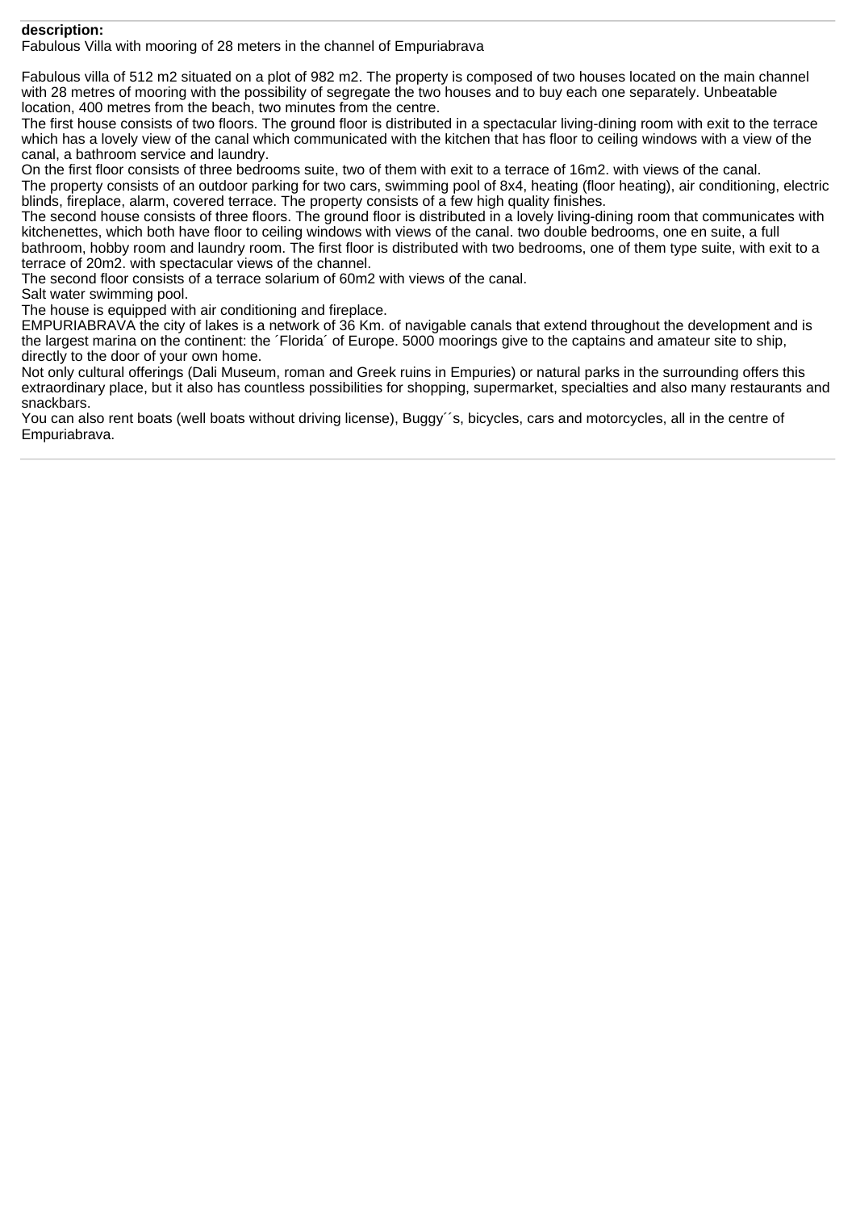**description:**

Fabulous Villa with mooring of 28 meters in the channel of Empuriabrava

Fabulous villa of 512 m2 situated on a plot of 982 m2. The property is composed of two houses located on the main channel with 28 metres of mooring with the possibility of segregate the two houses and to buy each one separately. Unbeatable location, 400 metres from the beach, two minutes from the centre.
The first house consists of two floors. The ground floor is distributed in a spectacular living-dining room with exit to the terrace which has a lovely view of the canal which communicated with the kitchen that has floor to ceiling windows with a view of the canal, a bathroom service and laundry.
On the first floor consists of three bedrooms suite, two of them with exit to a terrace of 16m2. with views of the canal.
The property consists of an outdoor parking for two cars, swimming pool of 8x4, heating (floor heating), air conditioning, electric blinds, fireplace, alarm, covered terrace. The property consists of a few high quality finishes.
The second house consists of three floors. The ground floor is distributed in a lovely living-dining room that communicates with kitchenettes, which both have floor to ceiling windows with views of the canal. two double bedrooms, one en suite, a full bathroom, hobby room and laundry room. The first floor is distributed with two bedrooms, one of them type suite, with exit to a terrace of 20m2. with spectacular views of the channel.
The second floor consists of a terrace solarium of 60m2 with views of the canal.
Salt water swimming pool.
The house is equipped with air conditioning and fireplace.
EMPURIABRAVA the city of lakes is a network of 36 Km. of navigable canals that extend throughout the development and is the largest marina on the continent: the ´Florida´ of Europe. 5000 moorings give to the captains and amateur site to ship, directly to the door of your own home.
Not only cultural offerings (Dali Museum, roman and Greek ruins in Empuries) or natural parks in the surrounding offers this extraordinary place, but it also has countless possibilities for shopping, supermarket, specialties and also many restaurants and snackbars.
You can also rent boats (well boats without driving license), Buggy´´s, bicycles, cars and motorcycles, all in the centre of Empuriabrava.